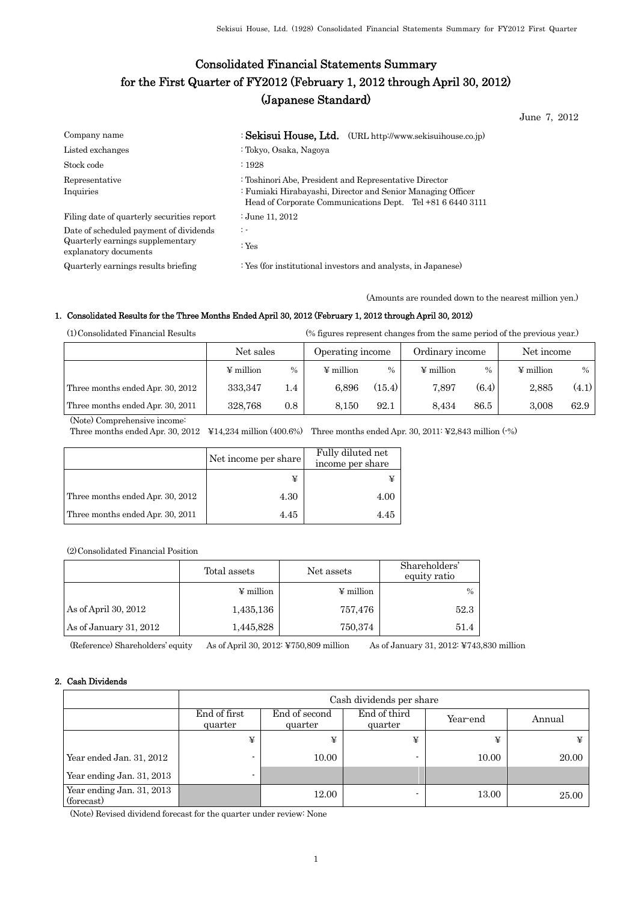# Consolidated Financial Statements Summary for the First Quarter of FY2012 (February 1, 2012 through April 30, 2012) (Japanese Standard)

June 7, 2012

| | |
|---|---|
| Company name | : **Sekisui House, Ltd.** (URL http://www.sekisuihouse.co.jp) |
| Listed exchanges | : Tokyo, Osaka, Nagoya |
| Stock code | : 1928 |
| Representative | : Toshinori Abe, President and Representative Director |
| Inquiries | : Fumiaki Hirabayashi, Director and Senior Managing Officer Head of Corporate Communications Dept. Tel +81 6 6440 3111 |
| Filing date of quarterly securities report | : June 11, 2012 |
| Date of scheduled payment of dividends | : - |
| Quarterly earnings supplementary explanatory documents | : Yes |
| Quarterly earnings results briefing | : Yes (for institutional investors and analysts, in Japanese) |

(Amounts are rounded down to the nearest million yen.)

## 1. Consolidated Results for the Three Months Ended April 30, 2012 (February 1, 2012 through April 30, 2012)

(1) Consolidated Financial Results (% figures represent changes from the same period of the previous year.)

| | Net sales | | Operating income | | Ordinary income | | Net income | |
|---|---|---|---|---|---|---|---|---|
| | ¥ million | % | ¥ million | % | ¥ million | % | ¥ million | % |
| Three months ended Apr. 30, 2012 | 333,347 | 1.4 | 6,896 | (15.4) | 7,897 | (6.4) | 2,885 | (4.1) |
| Three months ended Apr. 30, 2011 | 328,768 | 0.8 | 8,150 | 92.1 | 8,434 | 86.5 | 3,008 | 62.9 |

(Note) Comprehensive income:
Three months ended Apr. 30, 2012 ¥14,234 million (400.6%) Three months ended Apr. 30, 2011: ¥2,843 million (-%)

| | Net income per share | Fully diluted net income per share |
|---|---|---|
| | ¥ | ¥ |
| Three months ended Apr. 30, 2012 | 4.30 | 4.00 |
| Three months ended Apr. 30, 2011 | 4.45 | 4.45 |

(2) Consolidated Financial Position

| | Total assets | Net assets | Shareholders' equity ratio |
|---|---|---|---|
| | ¥ million | ¥ million | % |
| As of April 30, 2012 | 1,435,136 | 757,476 | 52.3 |
| As of January 31, 2012 | 1,445,828 | 750,374 | 51.4 |

(Reference) Shareholders' equity As of April 30, 2012: ¥750,809 million As of January 31, 2012: ¥743,830 million

## 2. Cash Dividends

| | Cash dividends per share | | | | |
|---|---|---|---|---|---|
| | End of first quarter | End of second quarter | End of third quarter | Year-end | Annual |
| | ¥ | ¥ | ¥ | ¥ | ¥ |
| Year ended Jan. 31, 2012 | - | 10.00 | - | 10.00 | 20.00 |
| Year ending Jan. 31, 2013 | - | | | | |
| Year ending Jan. 31, 2013 (forecast) | | 12.00 | - | 13.00 | 25.00 |

(Note) Revised dividend forecast for the quarter under review: None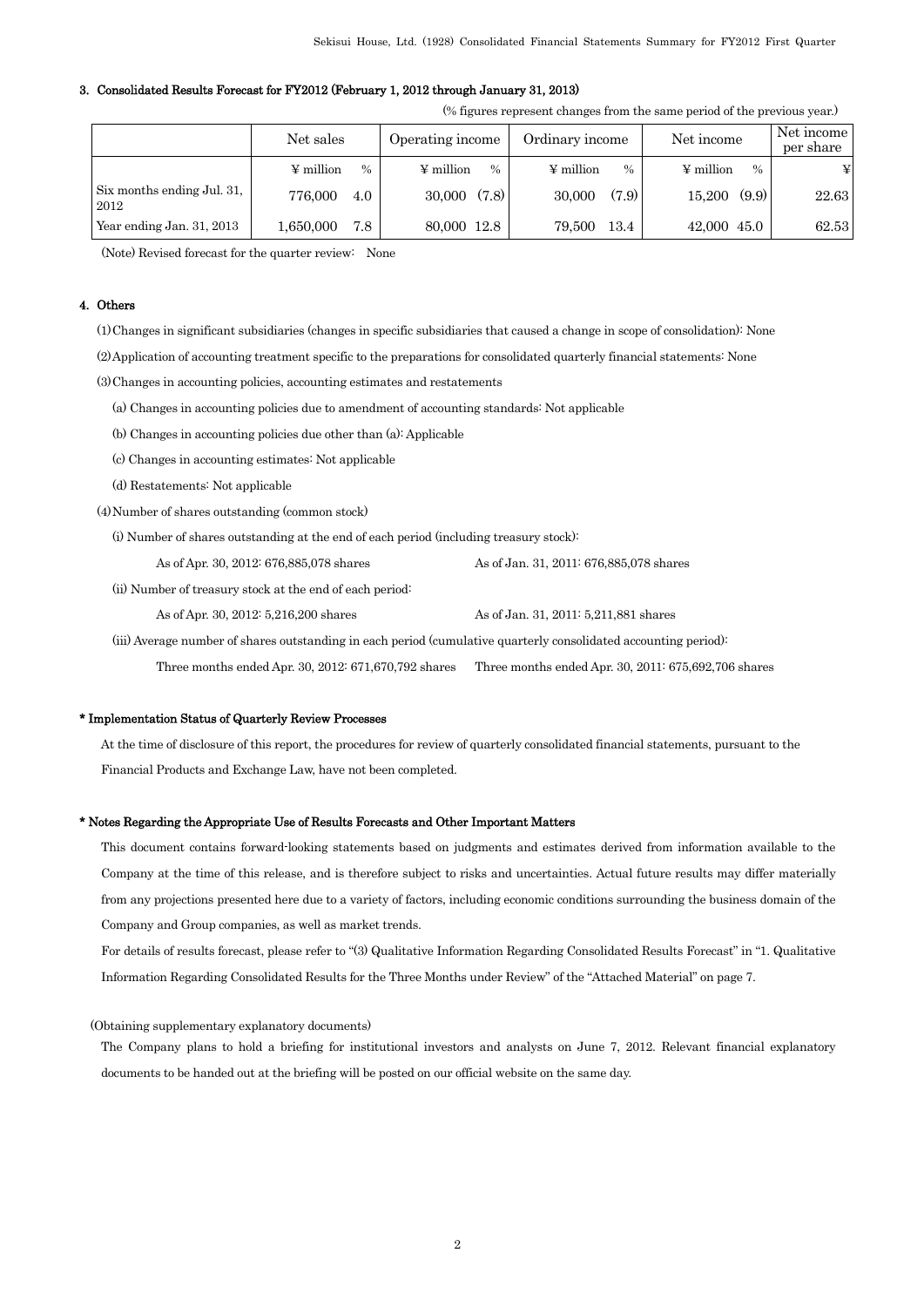## 3. Consolidated Results Forecast for FY2012 (February 1, 2012 through January 31, 2013)

(% figures represent changes from the same period of the previous year.)

| | Net sales | | Operating income | | Ordinary income | | Net income | | Net income per share |
|---|---|---|---|---|---|---|---|---|---|
| | ¥ million | % | ¥ million | % | ¥ million | % | ¥ million | % | ¥ |
| Six months ending Jul. 31, 2012 | 776,000 | 4.0 | 30,000 | (7.8) | 30,000 | (7.9) | 15,200 | (9.9) | 22.63 |
| Year ending Jan. 31, 2013 | 1,650,000 | 7.8 | 80,000 | 12.8 | 79,500 | 13.4 | 42,000 | 45.0 | 62.53 |

(Note) Revised forecast for the quarter review: None

## 4. Others

(1) Changes in significant subsidiaries (changes in specific subsidiaries that caused a change in scope of consolidation): None

(2) Application of accounting treatment specific to the preparations for consolidated quarterly financial statements: None

(3) Changes in accounting policies, accounting estimates and restatements

(a) Changes in accounting policies due to amendment of accounting standards: Not applicable

(b) Changes in accounting policies due other than (a): Applicable

(c) Changes in accounting estimates: Not applicable

(d) Restatements: Not applicable

(4) Number of shares outstanding (common stock)

(i) Number of shares outstanding at the end of each period (including treasury stock):

As of Apr. 30, 2012: 676,885,078 shares　　As of Jan. 31, 2011: 676,885,078 shares

(ii) Number of treasury stock at the end of each period:

As of Apr. 30, 2012: 5,216,200 shares　　As of Jan. 31, 2011: 5,211,881 shares

(iii) Average number of shares outstanding in each period (cumulative quarterly consolidated accounting period):

Three months ended Apr. 30, 2012: 671,670,792 shares　　Three months ended Apr. 30, 2011: 675,692,706 shares

### * Implementation Status of Quarterly Review Processes

At the time of disclosure of this report, the procedures for review of quarterly consolidated financial statements, pursuant to the Financial Products and Exchange Law, have not been completed.

### * Notes Regarding the Appropriate Use of Results Forecasts and Other Important Matters

This document contains forward-looking statements based on judgments and estimates derived from information available to the Company at the time of this release, and is therefore subject to risks and uncertainties. Actual future results may differ materially from any projections presented here due to a variety of factors, including economic conditions surrounding the business domain of the Company and Group companies, as well as market trends.

For details of results forecast, please refer to "(3) Qualitative Information Regarding Consolidated Results Forecast" in "1. Qualitative Information Regarding Consolidated Results for the Three Months under Review" of the "Attached Material" on page 7.

(Obtaining supplementary explanatory documents)

The Company plans to hold a briefing for institutional investors and analysts on June 7, 2012. Relevant financial explanatory documents to be handed out at the briefing will be posted on our official website on the same day.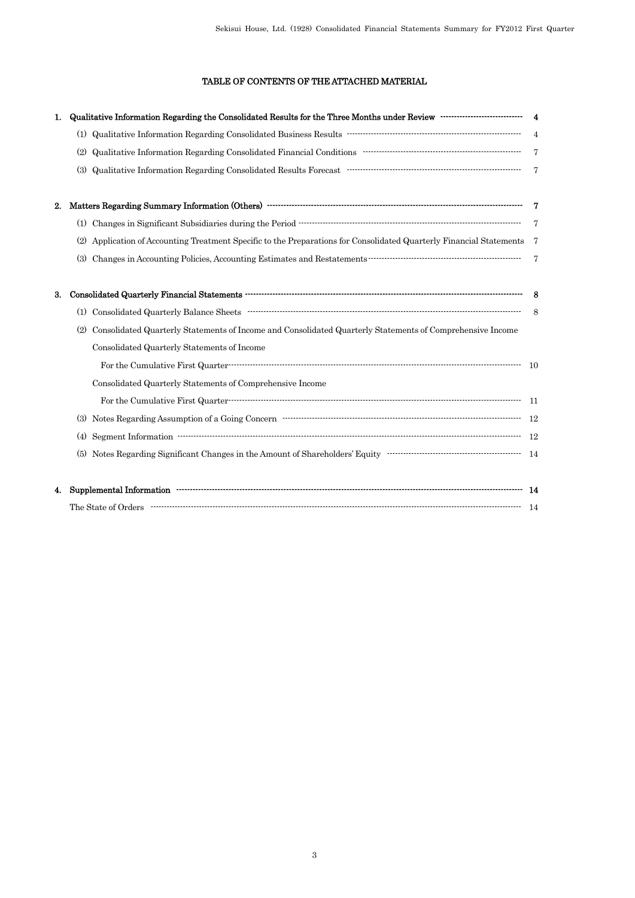# TABLE OF CONTENTS OF THE ATTACHED MATERIAL

1. **Qualitative Information Regarding the Consolidated Results for the Three Months under Review** ····· **4**
   - (1) Qualitative Information Regarding Consolidated Business Results ····· 4
   - (2) Qualitative Information Regarding Consolidated Financial Conditions ····· 7
   - (3) Qualitative Information Regarding Consolidated Results Forecast ····· 7

2. **Matters Regarding Summary Information (Others)** ····· **7**
   - (1) Changes in Significant Subsidiaries during the Period ····· 7
   - (2) Application of Accounting Treatment Specific to the Preparations for Consolidated Quarterly Financial Statements 7
   - (3) Changes in Accounting Policies, Accounting Estimates and Restatements ····· 7

3. **Consolidated Quarterly Financial Statements** ····· **8**
   - (1) Consolidated Quarterly Balance Sheets ····· 8
   - (2) Consolidated Quarterly Statements of Income and Consolidated Quarterly Statements of Comprehensive Income
     - Consolidated Quarterly Statements of Income
       - For the Cumulative First Quarter ····· 10
     - Consolidated Quarterly Statements of Comprehensive Income
       - For the Cumulative First Quarter ····· 11
   - (3) Notes Regarding Assumption of a Going Concern ····· 12
   - (4) Segment Information ····· 12
   - (5) Notes Regarding Significant Changes in the Amount of Shareholders' Equity ····· 14

4. **Supplemental Information** ····· **14**
   - The State of Orders ····· 14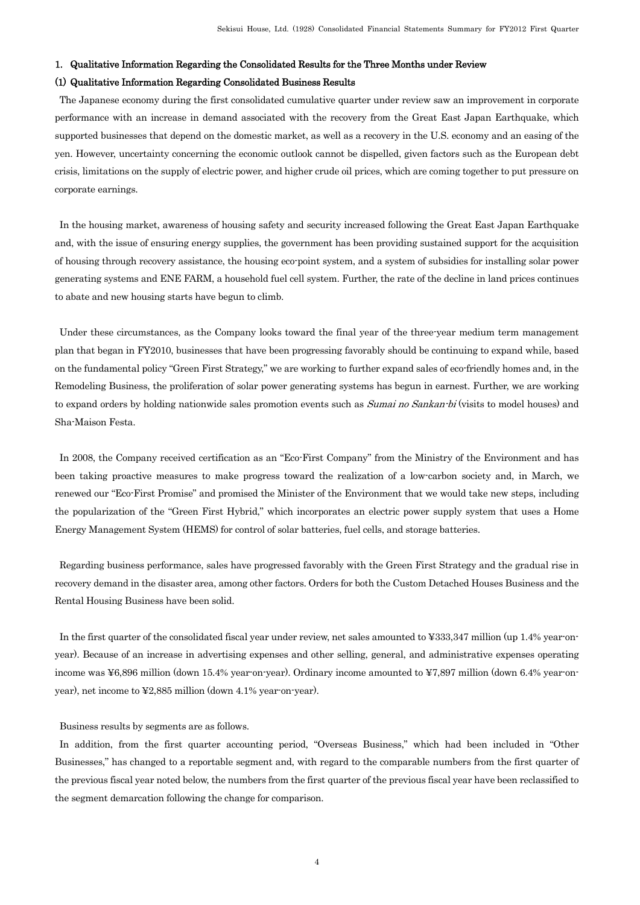## 1. Qualitative Information Regarding the Consolidated Results for the Three Months under Review

### (1) Qualitative Information Regarding Consolidated Business Results

The Japanese economy during the first consolidated cumulative quarter under review saw an improvement in corporate performance with an increase in demand associated with the recovery from the Great East Japan Earthquake, which supported businesses that depend on the domestic market, as well as a recovery in the U.S. economy and an easing of the yen. However, uncertainty concerning the economic outlook cannot be dispelled, given factors such as the European debt crisis, limitations on the supply of electric power, and higher crude oil prices, which are coming together to put pressure on corporate earnings.

In the housing market, awareness of housing safety and security increased following the Great East Japan Earthquake and, with the issue of ensuring energy supplies, the government has been providing sustained support for the acquisition of housing through recovery assistance, the housing eco-point system, and a system of subsidies for installing solar power generating systems and ENE FARM, a household fuel cell system. Further, the rate of the decline in land prices continues to abate and new housing starts have begun to climb.

Under these circumstances, as the Company looks toward the final year of the three-year medium term management plan that began in FY2010, businesses that have been progressing favorably should be continuing to expand while, based on the fundamental policy "Green First Strategy," we are working to further expand sales of eco-friendly homes and, in the Remodeling Business, the proliferation of solar power generating systems has begun in earnest. Further, we are working to expand orders by holding nationwide sales promotion events such as *Sumai no Sankan-bi* (visits to model houses) and Sha-Maison Festa.

In 2008, the Company received certification as an "Eco-First Company" from the Ministry of the Environment and has been taking proactive measures to make progress toward the realization of a low-carbon society and, in March, we renewed our "Eco-First Promise" and promised the Minister of the Environment that we would take new steps, including the popularization of the "Green First Hybrid," which incorporates an electric power supply system that uses a Home Energy Management System (HEMS) for control of solar batteries, fuel cells, and storage batteries.

Regarding business performance, sales have progressed favorably with the Green First Strategy and the gradual rise in recovery demand in the disaster area, among other factors. Orders for both the Custom Detached Houses Business and the Rental Housing Business have been solid.

In the first quarter of the consolidated fiscal year under review, net sales amounted to ¥333,347 million (up 1.4% year-on-year). Because of an increase in advertising expenses and other selling, general, and administrative expenses operating income was ¥6,896 million (down 15.4% year-on-year). Ordinary income amounted to ¥7,897 million (down 6.4% year-on-year), net income to ¥2,885 million (down 4.1% year-on-year).

Business results by segments are as follows.

In addition, from the first quarter accounting period, "Overseas Business," which had been included in "Other Businesses," has changed to a reportable segment and, with regard to the comparable numbers from the first quarter of the previous fiscal year noted below, the numbers from the first quarter of the previous fiscal year have been reclassified to the segment demarcation following the change for comparison.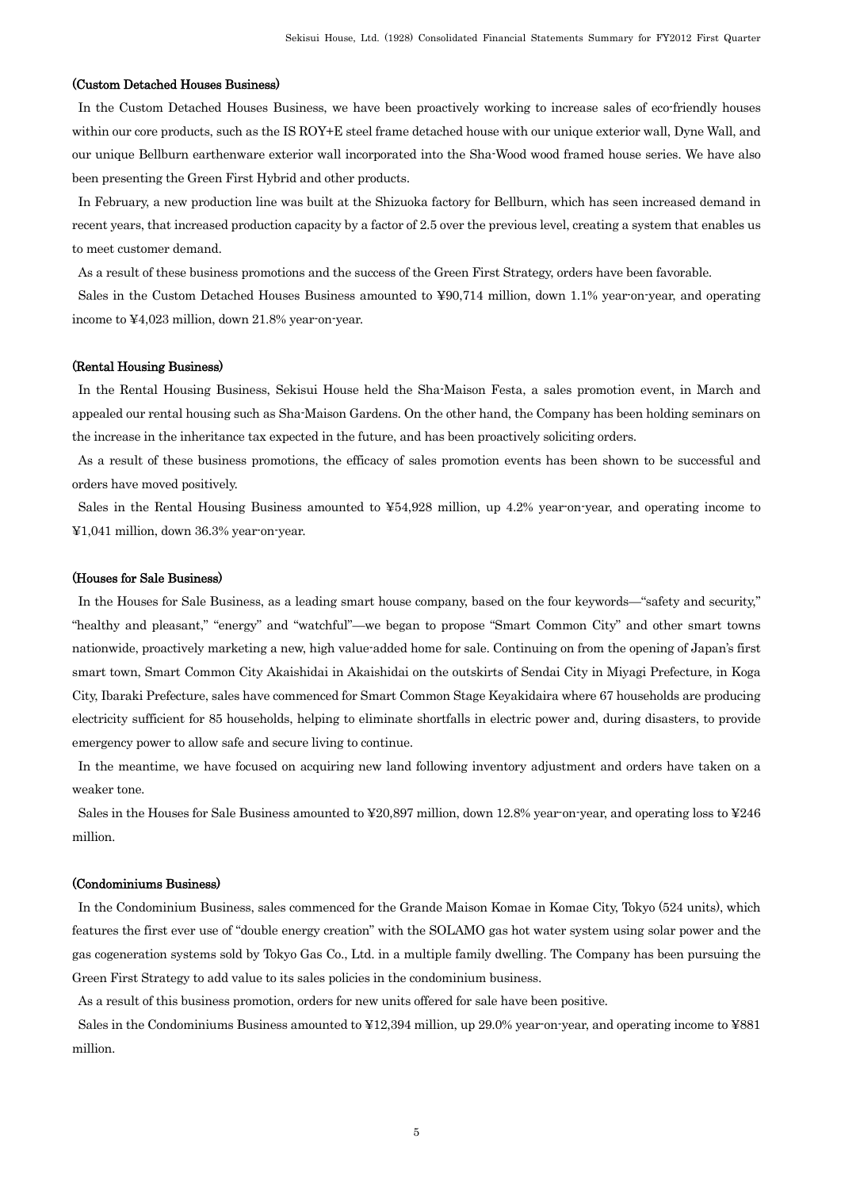#### (Custom Detached Houses Business)

In the Custom Detached Houses Business, we have been proactively working to increase sales of eco-friendly houses within our core products, such as the IS ROY+E steel frame detached house with our unique exterior wall, Dyne Wall, and our unique Bellburn earthenware exterior wall incorporated into the Sha-Wood wood framed house series. We have also been presenting the Green First Hybrid and other products.

In February, a new production line was built at the Shizuoka factory for Bellburn, which has seen increased demand in recent years, that increased production capacity by a factor of 2.5 over the previous level, creating a system that enables us to meet customer demand.

As a result of these business promotions and the success of the Green First Strategy, orders have been favorable.

Sales in the Custom Detached Houses Business amounted to ¥90,714 million, down 1.1% year-on-year, and operating income to ¥4,023 million, down 21.8% year-on-year.

#### (Rental Housing Business)

In the Rental Housing Business, Sekisui House held the Sha-Maison Festa, a sales promotion event, in March and appealed our rental housing such as Sha-Maison Gardens. On the other hand, the Company has been holding seminars on the increase in the inheritance tax expected in the future, and has been proactively soliciting orders.

As a result of these business promotions, the efficacy of sales promotion events has been shown to be successful and orders have moved positively.

Sales in the Rental Housing Business amounted to ¥54,928 million, up 4.2% year-on-year, and operating income to ¥1,041 million, down 36.3% year-on-year.

#### (Houses for Sale Business)

In the Houses for Sale Business, as a leading smart house company, based on the four keywords—"safety and security," "healthy and pleasant," "energy" and "watchful"—we began to propose "Smart Common City" and other smart towns nationwide, proactively marketing a new, high value-added home for sale. Continuing on from the opening of Japan's first smart town, Smart Common City Akaishidai in Akaishidai on the outskirts of Sendai City in Miyagi Prefecture, in Koga City, Ibaraki Prefecture, sales have commenced for Smart Common Stage Keyakidaira where 67 households are producing electricity sufficient for 85 households, helping to eliminate shortfalls in electric power and, during disasters, to provide emergency power to allow safe and secure living to continue.

In the meantime, we have focused on acquiring new land following inventory adjustment and orders have taken on a weaker tone.

Sales in the Houses for Sale Business amounted to ¥20,897 million, down 12.8% year-on-year, and operating loss to ¥246 million.

#### (Condominiums Business)

In the Condominium Business, sales commenced for the Grande Maison Komae in Komae City, Tokyo (524 units), which features the first ever use of "double energy creation" with the SOLAMO gas hot water system using solar power and the gas cogeneration systems sold by Tokyo Gas Co., Ltd. in a multiple family dwelling. The Company has been pursuing the Green First Strategy to add value to its sales policies in the condominium business.

As a result of this business promotion, orders for new units offered for sale have been positive.

Sales in the Condominiums Business amounted to ¥12,394 million, up 29.0% year-on-year, and operating income to ¥881 million.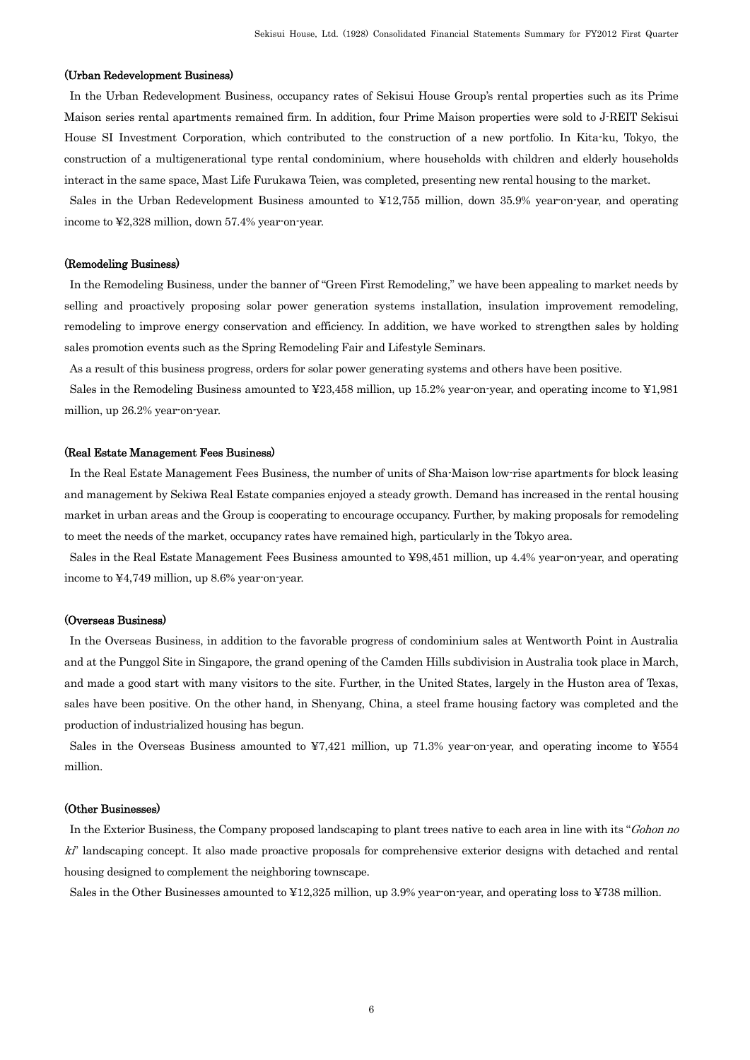### (Urban Redevelopment Business)

In the Urban Redevelopment Business, occupancy rates of Sekisui House Group's rental properties such as its Prime Maison series rental apartments remained firm. In addition, four Prime Maison properties were sold to J-REIT Sekisui House SI Investment Corporation, which contributed to the construction of a new portfolio. In Kita-ku, Tokyo, the construction of a multigenerational type rental condominium, where households with children and elderly households interact in the same space, Mast Life Furukawa Teien, was completed, presenting new rental housing to the market.

Sales in the Urban Redevelopment Business amounted to ¥12,755 million, down 35.9% year-on-year, and operating income to ¥2,328 million, down 57.4% year-on-year.

### (Remodeling Business)

In the Remodeling Business, under the banner of "Green First Remodeling," we have been appealing to market needs by selling and proactively proposing solar power generation systems installation, insulation improvement remodeling, remodeling to improve energy conservation and efficiency. In addition, we have worked to strengthen sales by holding sales promotion events such as the Spring Remodeling Fair and Lifestyle Seminars.

As a result of this business progress, orders for solar power generating systems and others have been positive.

Sales in the Remodeling Business amounted to ¥23,458 million, up 15.2% year-on-year, and operating income to ¥1,981 million, up 26.2% year-on-year.

### (Real Estate Management Fees Business)

In the Real Estate Management Fees Business, the number of units of Sha-Maison low-rise apartments for block leasing and management by Sekiwa Real Estate companies enjoyed a steady growth. Demand has increased in the rental housing market in urban areas and the Group is cooperating to encourage occupancy. Further, by making proposals for remodeling to meet the needs of the market, occupancy rates have remained high, particularly in the Tokyo area.

Sales in the Real Estate Management Fees Business amounted to ¥98,451 million, up 4.4% year-on-year, and operating income to ¥4,749 million, up 8.6% year-on-year.

### (Overseas Business)

In the Overseas Business, in addition to the favorable progress of condominium sales at Wentworth Point in Australia and at the Punggol Site in Singapore, the grand opening of the Camden Hills subdivision in Australia took place in March, and made a good start with many visitors to the site. Further, in the United States, largely in the Huston area of Texas, sales have been positive. On the other hand, in Shenyang, China, a steel frame housing factory was completed and the production of industrialized housing has begun.

Sales in the Overseas Business amounted to ¥7,421 million, up 71.3% year-on-year, and operating income to ¥554 million.

### (Other Businesses)

In the Exterior Business, the Company proposed landscaping to plant trees native to each area in line with its "*Gohon no ki*" landscaping concept. It also made proactive proposals for comprehensive exterior designs with detached and rental housing designed to complement the neighboring townscape.

Sales in the Other Businesses amounted to ¥12,325 million, up 3.9% year-on-year, and operating loss to ¥738 million.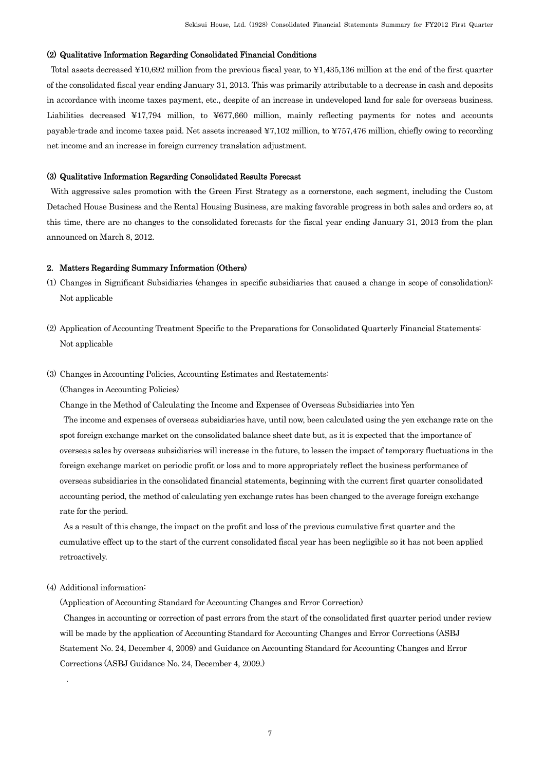### (2) Qualitative Information Regarding Consolidated Financial Conditions

Total assets decreased ¥10,692 million from the previous fiscal year, to ¥1,435,136 million at the end of the first quarter of the consolidated fiscal year ending January 31, 2013. This was primarily attributable to a decrease in cash and deposits in accordance with income taxes payment, etc., despite of an increase in undeveloped land for sale for overseas business. Liabilities decreased ¥17,794 million, to ¥677,660 million, mainly reflecting payments for notes and accounts payable-trade and income taxes paid. Net assets increased ¥7,102 million, to ¥757,476 million, chiefly owing to recording net income and an increase in foreign currency translation adjustment.

### (3) Qualitative Information Regarding Consolidated Results Forecast

With aggressive sales promotion with the Green First Strategy as a cornerstone, each segment, including the Custom Detached House Business and the Rental Housing Business, are making favorable progress in both sales and orders so, at this time, there are no changes to the consolidated forecasts for the fiscal year ending January 31, 2013 from the plan announced on March 8, 2012.

## 2. Matters Regarding Summary Information (Others)

(1) Changes in Significant Subsidiaries (changes in specific subsidiaries that caused a change in scope of consolidation): Not applicable

(2) Application of Accounting Treatment Specific to the Preparations for Consolidated Quarterly Financial Statements: Not applicable

(3) Changes in Accounting Policies, Accounting Estimates and Restatements:

(Changes in Accounting Policies)

Change in the Method of Calculating the Income and Expenses of Overseas Subsidiaries into Yen

The income and expenses of overseas subsidiaries have, until now, been calculated using the yen exchange rate on the spot foreign exchange market on the consolidated balance sheet date but, as it is expected that the importance of overseas sales by overseas subsidiaries will increase in the future, to lessen the impact of temporary fluctuations in the foreign exchange market on periodic profit or loss and to more appropriately reflect the business performance of overseas subsidiaries in the consolidated financial statements, beginning with the current first quarter consolidated accounting period, the method of calculating yen exchange rates has been changed to the average foreign exchange rate for the period.

As a result of this change, the impact on the profit and loss of the previous cumulative first quarter and the cumulative effect up to the start of the current consolidated fiscal year has been negligible so it has not been applied retroactively.

(4) Additional information:

(Application of Accounting Standard for Accounting Changes and Error Correction)

Changes in accounting or correction of past errors from the start of the consolidated first quarter period under review will be made by the application of Accounting Standard for Accounting Changes and Error Corrections (ASBJ Statement No. 24, December 4, 2009) and Guidance on Accounting Standard for Accounting Changes and Error Corrections (ASBJ Guidance No. 24, December 4, 2009.)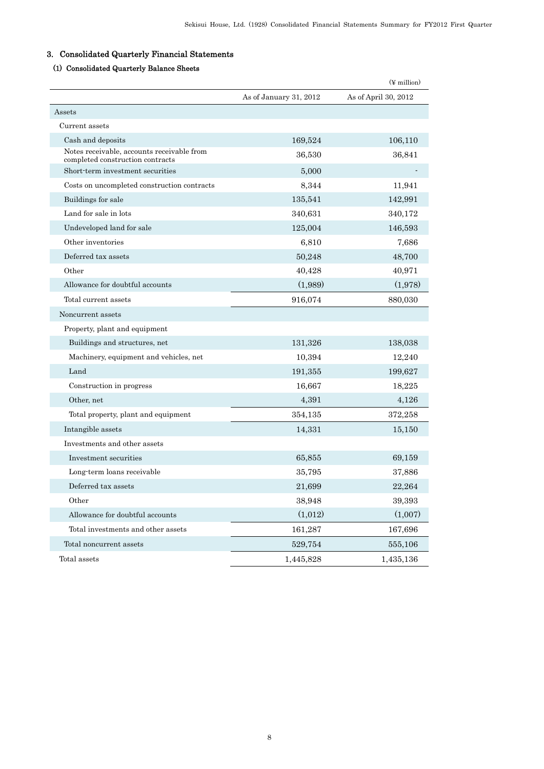## 3. Consolidated Quarterly Financial Statements

### (1) Consolidated Quarterly Balance Sheets

(¥ million)

| | As of January 31, 2012 | As of April 30, 2012 |
|---|---|---|
| Assets | | |
| Current assets | | |
| Cash and deposits | 169,524 | 106,110 |
| Notes receivable, accounts receivable from completed construction contracts | 36,530 | 36,841 |
| Short-term investment securities | 5,000 | - |
| Costs on uncompleted construction contracts | 8,344 | 11,941 |
| Buildings for sale | 135,541 | 142,991 |
| Land for sale in lots | 340,631 | 340,172 |
| Undeveloped land for sale | 125,004 | 146,593 |
| Other inventories | 6,810 | 7,686 |
| Deferred tax assets | 50,248 | 48,700 |
| Other | 40,428 | 40,971 |
| Allowance for doubtful accounts | (1,989) | (1,978) |
| Total current assets | 916,074 | 880,030 |
| Noncurrent assets | | |
| Property, plant and equipment | | |
| Buildings and structures, net | 131,326 | 138,038 |
| Machinery, equipment and vehicles, net | 10,394 | 12,240 |
| Land | 191,355 | 199,627 |
| Construction in progress | 16,667 | 18,225 |
| Other, net | 4,391 | 4,126 |
| Total property, plant and equipment | 354,135 | 372,258 |
| Intangible assets | 14,331 | 15,150 |
| Investments and other assets | | |
| Investment securities | 65,855 | 69,159 |
| Long-term loans receivable | 35,795 | 37,886 |
| Deferred tax assets | 21,699 | 22,264 |
| Other | 38,948 | 39,393 |
| Allowance for doubtful accounts | (1,012) | (1,007) |
| Total investments and other assets | 161,287 | 167,696 |
| Total noncurrent assets | 529,754 | 555,106 |
| Total assets | 1,445,828 | 1,435,136 |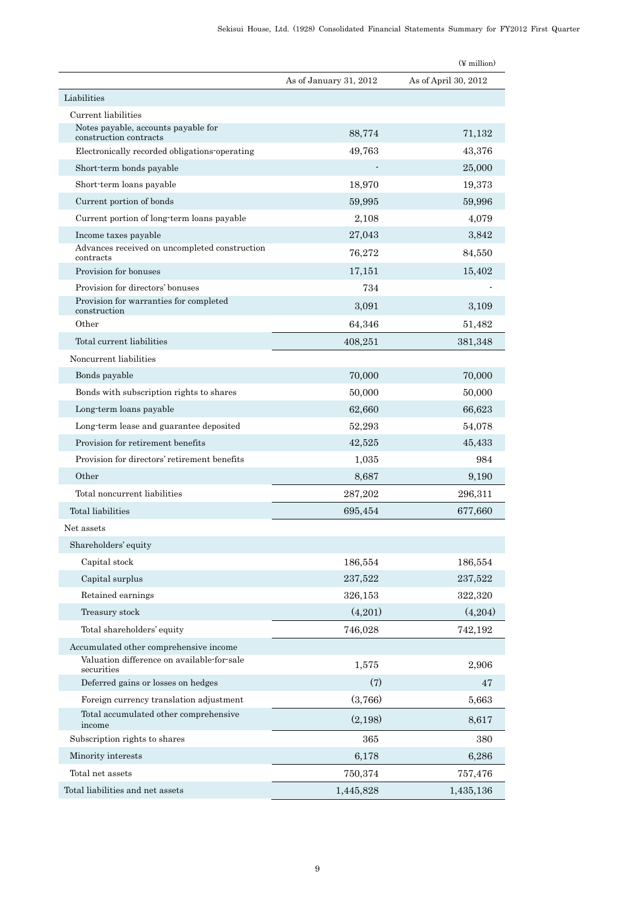(¥ million)

| | As of January 31, 2012 | As of April 30, 2012 |
|---|---|---|
| Liabilities | | |
| Current liabilities | | |
| Notes payable, accounts payable for construction contracts | 88,774 | 71,132 |
| Electronically recorded obligations-operating | 49,763 | 43,376 |
| Short-term bonds payable | - | 25,000 |
| Short-term loans payable | 18,970 | 19,373 |
| Current portion of bonds | 59,995 | 59,996 |
| Current portion of long-term loans payable | 2,108 | 4,079 |
| Income taxes payable | 27,043 | 3,842 |
| Advances received on uncompleted construction contracts | 76,272 | 84,550 |
| Provision for bonuses | 17,151 | 15,402 |
| Provision for directors' bonuses | 734 | - |
| Provision for warranties for completed construction | 3,091 | 3,109 |
| Other | 64,346 | 51,482 |
| Total current liabilities | 408,251 | 381,348 |
| Noncurrent liabilities | | |
| Bonds payable | 70,000 | 70,000 |
| Bonds with subscription rights to shares | 50,000 | 50,000 |
| Long-term loans payable | 62,660 | 66,623 |
| Long-term lease and guarantee deposited | 52,293 | 54,078 |
| Provision for retirement benefits | 42,525 | 45,433 |
| Provision for directors' retirement benefits | 1,035 | 984 |
| Other | 8,687 | 9,190 |
| Total noncurrent liabilities | 287,202 | 296,311 |
| Total liabilities | 695,454 | 677,660 |
| Net assets | | |
| Shareholders' equity | | |
| Capital stock | 186,554 | 186,554 |
| Capital surplus | 237,522 | 237,522 |
| Retained earnings | 326,153 | 322,320 |
| Treasury stock | (4,201) | (4,204) |
| Total shareholders' equity | 746,028 | 742,192 |
| Accumulated other comprehensive income | | |
| Valuation difference on available-for-sale securities | 1,575 | 2,906 |
| Deferred gains or losses on hedges | (7) | 47 |
| Foreign currency translation adjustment | (3,766) | 5,663 |
| Total accumulated other comprehensive income | (2,198) | 8,617 |
| Subscription rights to shares | 365 | 380 |
| Minority interests | 6,178 | 6,286 |
| Total net assets | 750,374 | 757,476 |
| Total liabilities and net assets | 1,445,828 | 1,435,136 |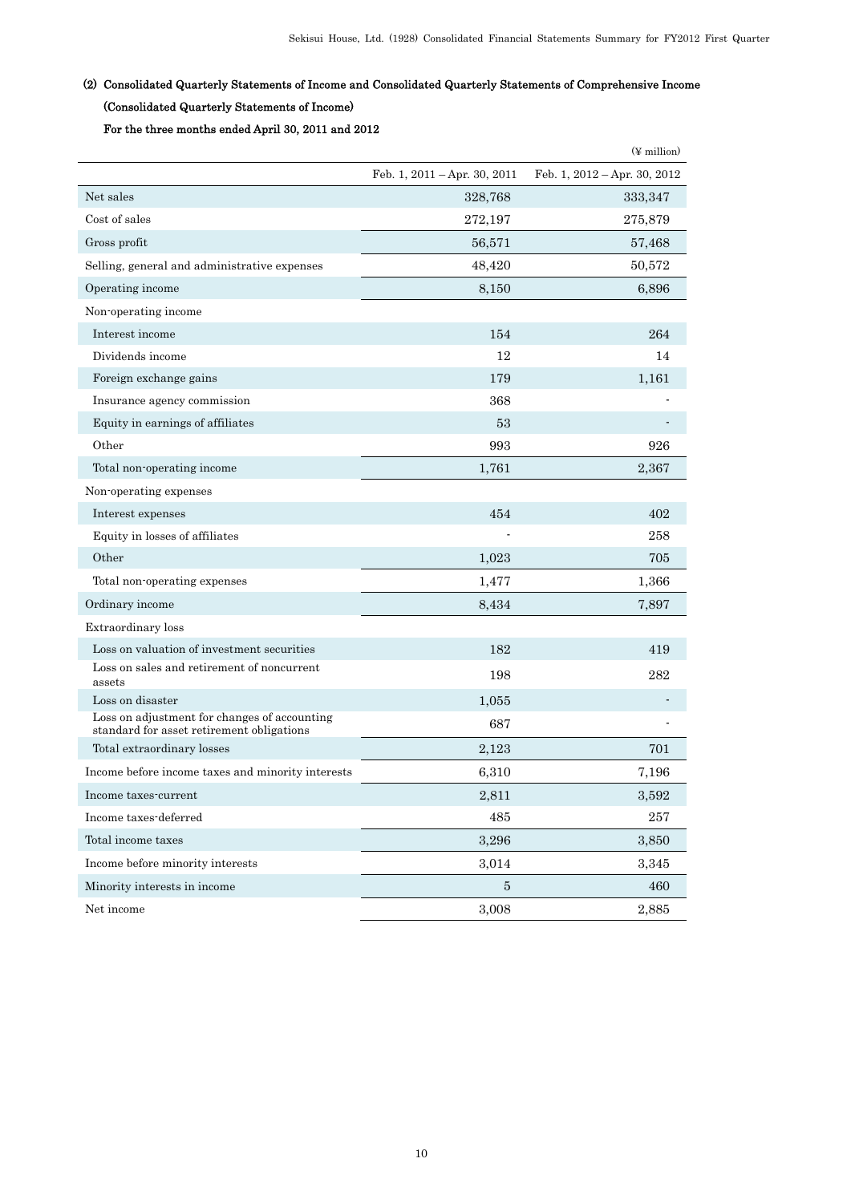## (2) Consolidated Quarterly Statements of Income and Consolidated Quarterly Statements of Comprehensive Income

### (Consolidated Quarterly Statements of Income)

### For the three months ended April 30, 2011 and 2012

(¥ million)

| | Feb. 1, 2011 – Apr. 30, 2011 | Feb. 1, 2012 – Apr. 30, 2012 |
|---|---|---|
| Net sales | 328,768 | 333,347 |
| Cost of sales | 272,197 | 275,879 |
| Gross profit | 56,571 | 57,468 |
| Selling, general and administrative expenses | 48,420 | 50,572 |
| Operating income | 8,150 | 6,896 |
| Non-operating income | | |
| Interest income | 154 | 264 |
| Dividends income | 12 | 14 |
| Foreign exchange gains | 179 | 1,161 |
| Insurance agency commission | 368 | - |
| Equity in earnings of affiliates | 53 | - |
| Other | 993 | 926 |
| Total non-operating income | 1,761 | 2,367 |
| Non-operating expenses | | |
| Interest expenses | 454 | 402 |
| Equity in losses of affiliates | - | 258 |
| Other | 1,023 | 705 |
| Total non-operating expenses | 1,477 | 1,366 |
| Ordinary income | 8,434 | 7,897 |
| Extraordinary loss | | |
| Loss on valuation of investment securities | 182 | 419 |
| Loss on sales and retirement of noncurrent assets | 198 | 282 |
| Loss on disaster | 1,055 | - |
| Loss on adjustment for changes of accounting standard for asset retirement obligations | 687 | - |
| Total extraordinary losses | 2,123 | 701 |
| Income before income taxes and minority interests | 6,310 | 7,196 |
| Income taxes-current | 2,811 | 3,592 |
| Income taxes-deferred | 485 | 257 |
| Total income taxes | 3,296 | 3,850 |
| Income before minority interests | 3,014 | 3,345 |
| Minority interests in income | 5 | 460 |
| Net income | 3,008 | 2,885 |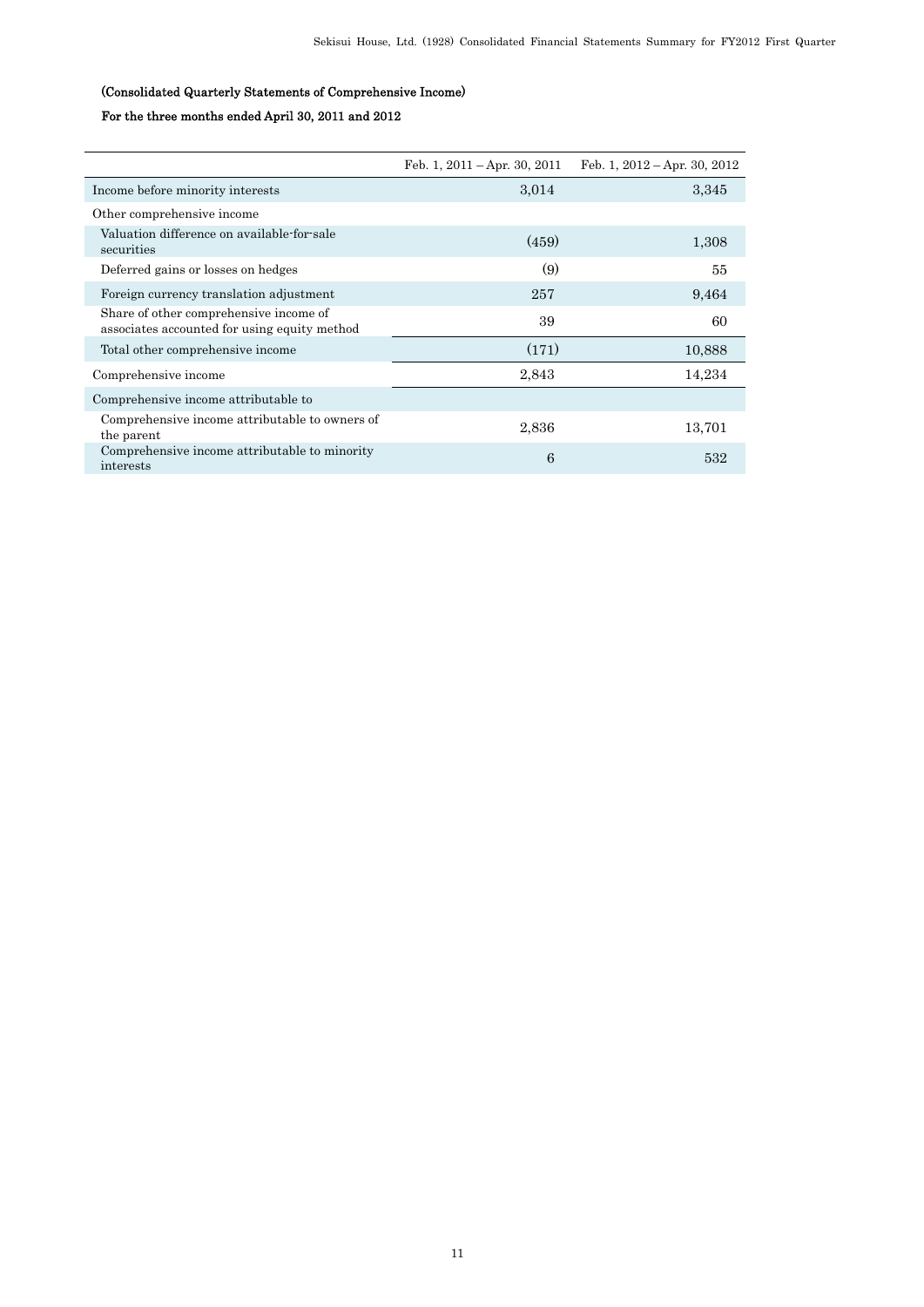**(Consolidated Quarterly Statements of Comprehensive Income)**

**For the three months ended April 30, 2011 and 2012**

| | Feb. 1, 2011 – Apr. 30, 2011 | Feb. 1, 2012 – Apr. 30, 2012 |
|---|---|---|
| Income before minority interests | 3,014 | 3,345 |
| Other comprehensive income | | |
| Valuation difference on available-for-sale securities | (459) | 1,308 |
| Deferred gains or losses on hedges | (9) | 55 |
| Foreign currency translation adjustment | 257 | 9,464 |
| Share of other comprehensive income of associates accounted for using equity method | 39 | 60 |
| Total other comprehensive income | (171) | 10,888 |
| Comprehensive income | 2,843 | 14,234 |
| Comprehensive income attributable to | | |
| Comprehensive income attributable to owners of the parent | 2,836 | 13,701 |
| Comprehensive income attributable to minority interests | 6 | 532 |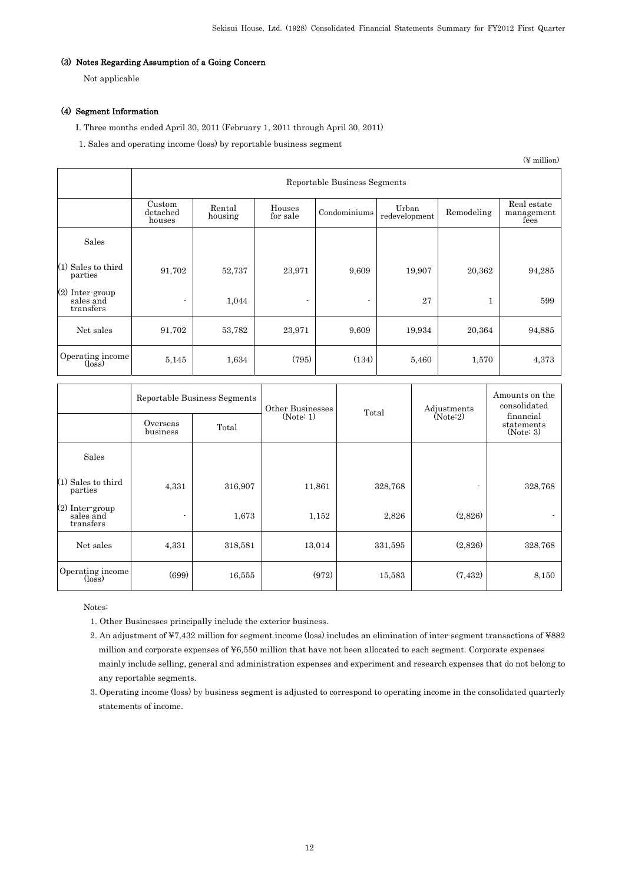### (3) Notes Regarding Assumption of a Going Concern

Not applicable

### (4) Segment Information

I. Three months ended April 30, 2011 (February 1, 2011 through April 30, 2011)

1. Sales and operating income (loss) by reportable business segment

(¥ million)

| | Reportable Business Segments | | | | | | |
|---|---|---|---|---|---|---|---|
| | Custom detached houses | Rental housing | Houses for sale | Condominiums | Urban redevelopment | Remodeling | Real estate management fees |
| Sales | | | | | | | |
| (1) Sales to third parties | 91,702 | 52,737 | 23,971 | 9,609 | 19,907 | 20,362 | 94,285 |
| (2) Inter-group sales and transfers | - | 1,044 | - | - | 27 | 1 | 599 |
| Net sales | 91,702 | 53,782 | 23,971 | 9,609 | 19,934 | 20,364 | 94,885 |
| Operating income (loss) | 5,145 | 1,634 | (795) | (134) | 5,460 | 1,570 | 4,373 |

| | Reportable Business Segments | | Other Businesses (Note: 1) | Total | Adjustments (Note:2) | Amounts on the consolidated financial statements (Note: 3) |
|---|---|---|---|---|---|---|
| | Overseas business | Total | | | | |
| Sales | | | | | | |
| (1) Sales to third parties | 4,331 | 316,907 | 11,861 | 328,768 | - | 328,768 |
| (2) Inter-group sales and transfers | - | 1,673 | 1,152 | 2,826 | (2,826) | - |
| Net sales | 4,331 | 318,581 | 13,014 | 331,595 | (2,826) | 328,768 |
| Operating income (loss) | (699) | 16,555 | (972) | 15,583 | (7,432) | 8,150 |

Notes:

1. Other Businesses principally include the exterior business.
2. An adjustment of ¥7,432 million for segment income (loss) includes an elimination of inter-segment transactions of ¥882 million and corporate expenses of ¥6,550 million that have not been allocated to each segment. Corporate expenses mainly include selling, general and administration expenses and experiment and research expenses that do not belong to any reportable segments.
3. Operating income (loss) by business segment is adjusted to correspond to operating income in the consolidated quarterly statements of income.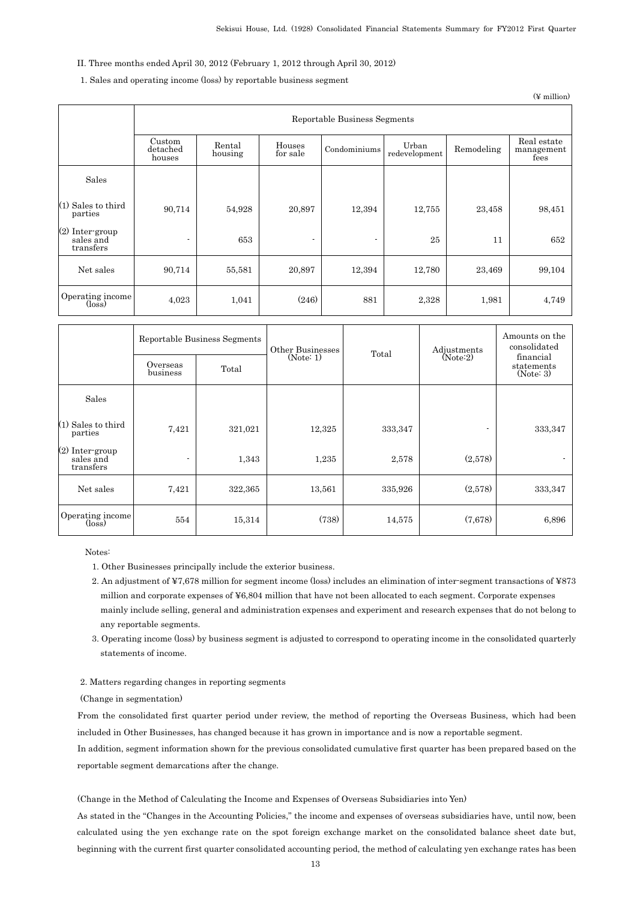II. Three months ended April 30, 2012 (February 1, 2012 through April 30, 2012)

1. Sales and operating income (loss) by reportable business segment

(¥ million)

| | Reportable Business Segments | | | | | | |
|---|---|---|---|---|---|---|---|
| | Custom detached houses | Rental housing | Houses for sale | Condominiums | Urban redevelopment | Remodeling | Real estate management fees |
| Sales | | | | | | | |
| (1) Sales to third parties | 90,714 | 54,928 | 20,897 | 12,394 | 12,755 | 23,458 | 98,451 |
| (2) Inter-group sales and transfers | - | 653 | - | - | 25 | 11 | 652 |
| Net sales | 90,714 | 55,581 | 20,897 | 12,394 | 12,780 | 23,469 | 99,104 |
| Operating income (loss) | 4,023 | 1,041 | (246) | 881 | 2,328 | 1,981 | 4,749 |

| | Reportable Business Segments | | Other Businesses (Note: 1) | Total | Adjustments (Note:2) | Amounts on the consolidated financial statements (Note: 3) |
|---|---|---|---|---|---|---|
| | Overseas business | Total | | | | |
| Sales | | | | | | |
| (1) Sales to third parties | 7,421 | 321,021 | 12,325 | 333,347 | - | 333,347 |
| (2) Inter-group sales and transfers | - | 1,343 | 1,235 | 2,578 | (2,578) | - |
| Net sales | 7,421 | 322,365 | 13,561 | 335,926 | (2,578) | 333,347 |
| Operating income (loss) | 554 | 15,314 | (738) | 14,575 | (7,678) | 6,896 |

Notes:

1. Other Businesses principally include the exterior business.
2. An adjustment of ¥7,678 million for segment income (loss) includes an elimination of inter-segment transactions of ¥873 million and corporate expenses of ¥6,804 million that have not been allocated to each segment. Corporate expenses mainly include selling, general and administration expenses and experiment and research expenses that do not belong to any reportable segments.
3. Operating income (loss) by business segment is adjusted to correspond to operating income in the consolidated quarterly statements of income.

2. Matters regarding changes in reporting segments

(Change in segmentation)

From the consolidated first quarter period under review, the method of reporting the Overseas Business, which had been included in Other Businesses, has changed because it has grown in importance and is now a reportable segment.

In addition, segment information shown for the previous consolidated cumulative first quarter has been prepared based on the reportable segment demarcations after the change.

(Change in the Method of Calculating the Income and Expenses of Overseas Subsidiaries into Yen)

As stated in the "Changes in the Accounting Policies," the income and expenses of overseas subsidiaries have, until now, been calculated using the yen exchange rate on the spot foreign exchange market on the consolidated balance sheet date but, beginning with the current first quarter consolidated accounting period, the method of calculating yen exchange rates has been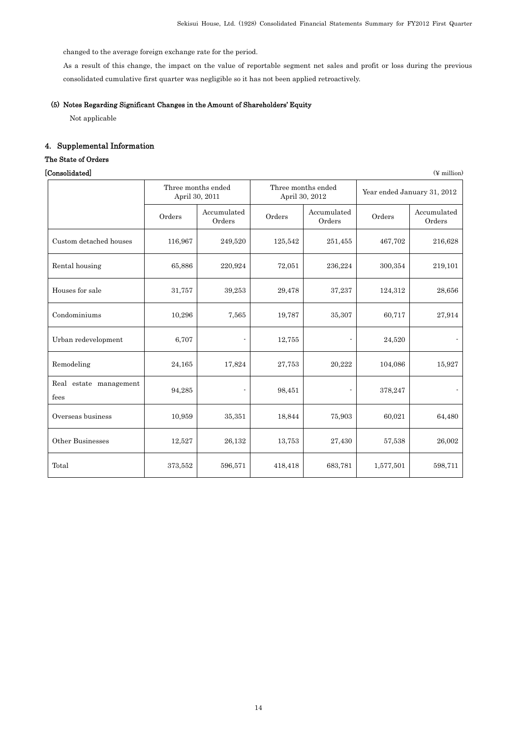changed to the average foreign exchange rate for the period.

As a result of this change, the impact on the value of reportable segment net sales and profit or loss during the previous consolidated cumulative first quarter was negligible so it has not been applied retroactively.

### (5) Notes Regarding Significant Changes in the Amount of Shareholders' Equity

Not applicable

## 4. Supplemental Information

### The State of Orders

**[Consolidated]** (¥ million)

| | Three months ended April 30, 2011 | | Three months ended April 30, 2012 | | Year ended January 31, 2012 | |
|---|---|---|---|---|---|---|
| | Orders | Accumulated Orders | Orders | Accumulated Orders | Orders | Accumulated Orders |
| Custom detached houses | 116,967 | 249,520 | 125,542 | 251,455 | 467,702 | 216,628 |
| Rental housing | 65,886 | 220,924 | 72,051 | 236,224 | 300,354 | 219,101 |
| Houses for sale | 31,757 | 39,253 | 29,478 | 37,237 | 124,312 | 28,656 |
| Condominiums | 10,296 | 7,565 | 19,787 | 35,307 | 60,717 | 27,914 |
| Urban redevelopment | 6,707 | - | 12,755 | - | 24,520 | - |
| Remodeling | 24,165 | 17,824 | 27,753 | 20,222 | 104,086 | 15,927 |
| Real estate management fees | 94,285 | - | 98,451 | - | 378,247 | - |
| Overseas business | 10,959 | 35,351 | 18,844 | 75,903 | 60,021 | 64,480 |
| Other Businesses | 12,527 | 26,132 | 13,753 | 27,430 | 57,538 | 26,002 |
| Total | 373,552 | 596,571 | 418,418 | 683,781 | 1,577,501 | 598,711 |